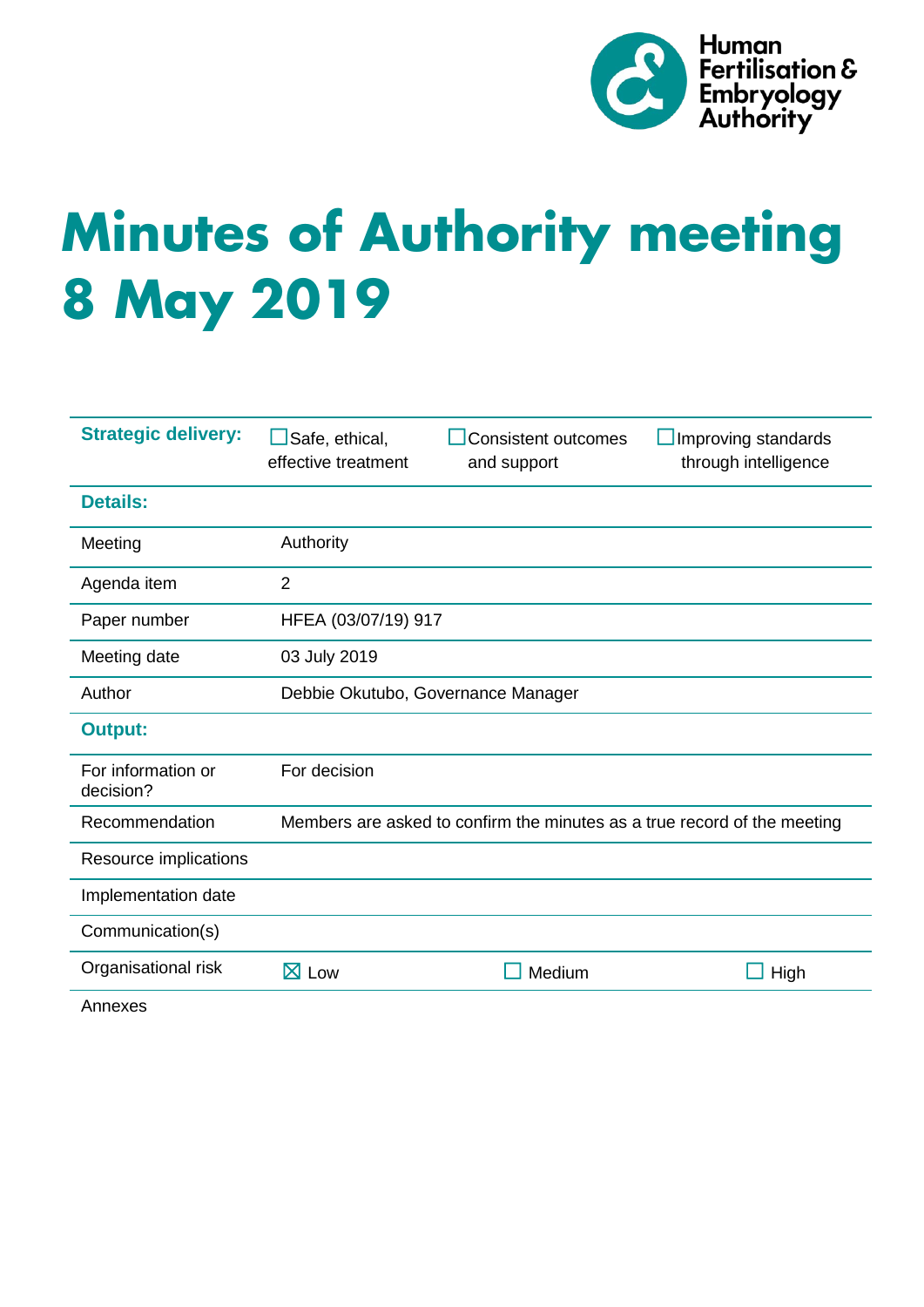Human Fertilisation & Embryology Authority

# Minutes of Authority meeting 8 May 2019

| **Strategic delivery:** | ☐ Safe, ethical, effective treatment | ☐ Consistent outcomes and support | ☐ Improving standards through intelligence |
|---|---|---|---|
| **Details:** | | | |
| Meeting | Authority | | |
| Agenda item | 2 | | |
| Paper number | HFEA (03/07/19) 917 | | |
| Meeting date | 03 July 2019 | | |
| Author | Debbie Okutubo, Governance Manager | | |
| **Output:** | | | |
| For information or decision? | For decision | | |
| Recommendation | Members are asked to confirm the minutes as a true record of the meeting | | |
| Resource implications | | | |
| Implementation date | | | |
| Communication(s) | | | |
| Organisational risk | ☒ Low | ☐ Medium | ☐ High |
| Annexes | | | |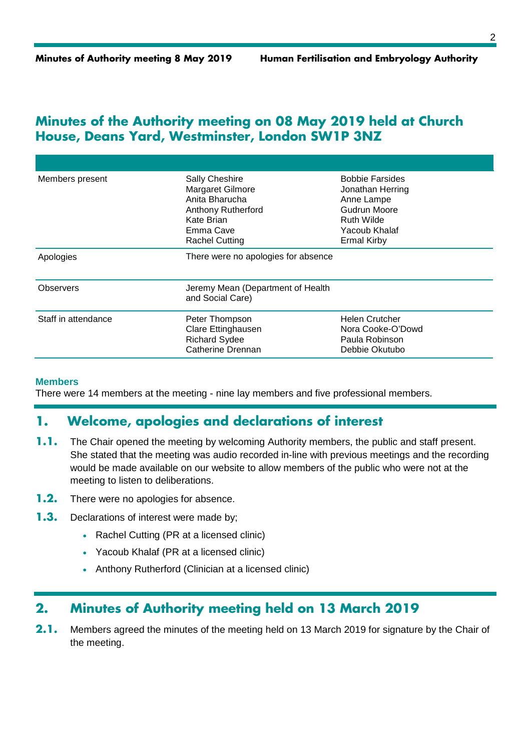# Minutes of the Authority meeting on 08 May 2019 held at Church House, Deans Yard, Westminster, London SW1P 3NZ

| | | |
|---|---|---|
| Members present | Sally Cheshire<br>Margaret Gilmore<br>Anita Bharucha<br>Anthony Rutherford<br>Kate Brian<br>Emma Cave<br>Rachel Cutting | Bobbie Farsides<br>Jonathan Herring<br>Anne Lampe<br>Gudrun Moore<br>Ruth Wilde<br>Yacoub Khalaf<br>Ermal Kirby |
| Apologies | There were no apologies for absence | |
| Observers | Jeremy Mean (Department of Health and Social Care) | |
| Staff in attendance | Peter Thompson<br>Clare Ettinghausen<br>Richard Sydee<br>Catherine Drennan | Helen Crutcher<br>Nora Cooke-O'Dowd<br>Paula Robinson<br>Debbie Okutubo |

**Members**

There were 14 members at the meeting - nine lay members and five professional members.

## 1. Welcome, apologies and declarations of interest

**1.1.** The Chair opened the meeting by welcoming Authority members, the public and staff present. She stated that the meeting was audio recorded in-line with previous meetings and the recording would be made available on our website to allow members of the public who were not at the meeting to listen to deliberations.

**1.2.** There were no apologies for absence.

**1.3.** Declarations of interest were made by;

- Rachel Cutting (PR at a licensed clinic)
- Yacoub Khalaf (PR at a licensed clinic)
- Anthony Rutherford (Clinician at a licensed clinic)

## 2. Minutes of Authority meeting held on 13 March 2019

**2.1.** Members agreed the minutes of the meeting held on 13 March 2019 for signature by the Chair of the meeting.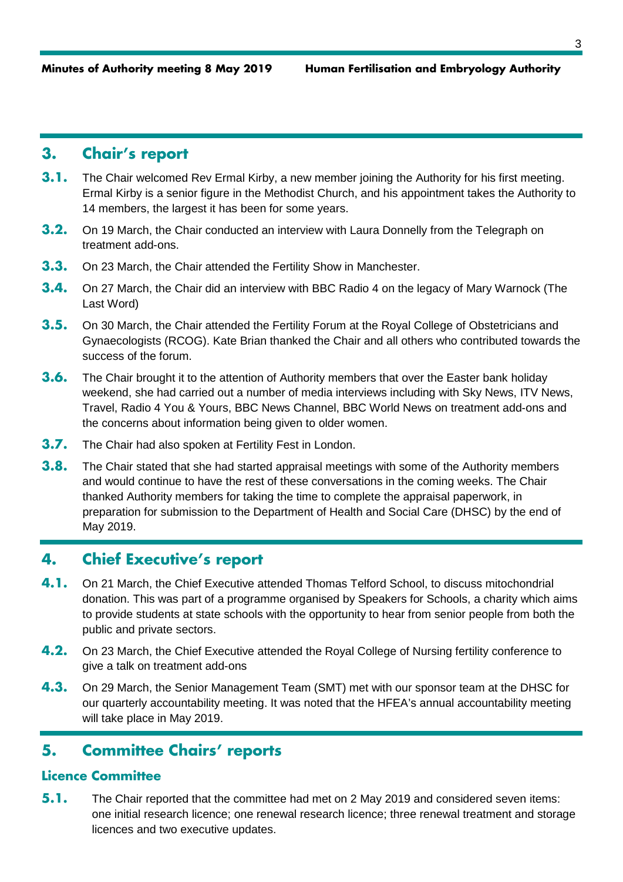## 3. Chair's report

**3.1.** The Chair welcomed Rev Ermal Kirby, a new member joining the Authority for his first meeting. Ermal Kirby is a senior figure in the Methodist Church, and his appointment takes the Authority to 14 members, the largest it has been for some years.

**3.2.** On 19 March, the Chair conducted an interview with Laura Donnelly from the Telegraph on treatment add-ons.

**3.3.** On 23 March, the Chair attended the Fertility Show in Manchester.

**3.4.** On 27 March, the Chair did an interview with BBC Radio 4 on the legacy of Mary Warnock (The Last Word)

**3.5.** On 30 March, the Chair attended the Fertility Forum at the Royal College of Obstetricians and Gynaecologists (RCOG). Kate Brian thanked the Chair and all others who contributed towards the success of the forum.

**3.6.** The Chair brought it to the attention of Authority members that over the Easter bank holiday weekend, she had carried out a number of media interviews including with Sky News, ITV News, Travel, Radio 4 You & Yours, BBC News Channel, BBC World News on treatment add-ons and the concerns about information being given to older women.

**3.7.** The Chair had also spoken at Fertility Fest in London.

**3.8.** The Chair stated that she had started appraisal meetings with some of the Authority members and would continue to have the rest of these conversations in the coming weeks. The Chair thanked Authority members for taking the time to complete the appraisal paperwork, in preparation for submission to the Department of Health and Social Care (DHSC) by the end of May 2019.

## 4. Chief Executive's report

**4.1.** On 21 March, the Chief Executive attended Thomas Telford School, to discuss mitochondrial donation. This was part of a programme organised by Speakers for Schools, a charity which aims to provide students at state schools with the opportunity to hear from senior people from both the public and private sectors.

**4.2.** On 23 March, the Chief Executive attended the Royal College of Nursing fertility conference to give a talk on treatment add-ons

**4.3.** On 29 March, the Senior Management Team (SMT) met with our sponsor team at the DHSC for our quarterly accountability meeting. It was noted that the HFEA's annual accountability meeting will take place in May 2019.

## 5. Committee Chairs' reports

### Licence Committee

**5.1.** The Chair reported that the committee had met on 2 May 2019 and considered seven items: one initial research licence; one renewal research licence; three renewal treatment and storage licences and two executive updates.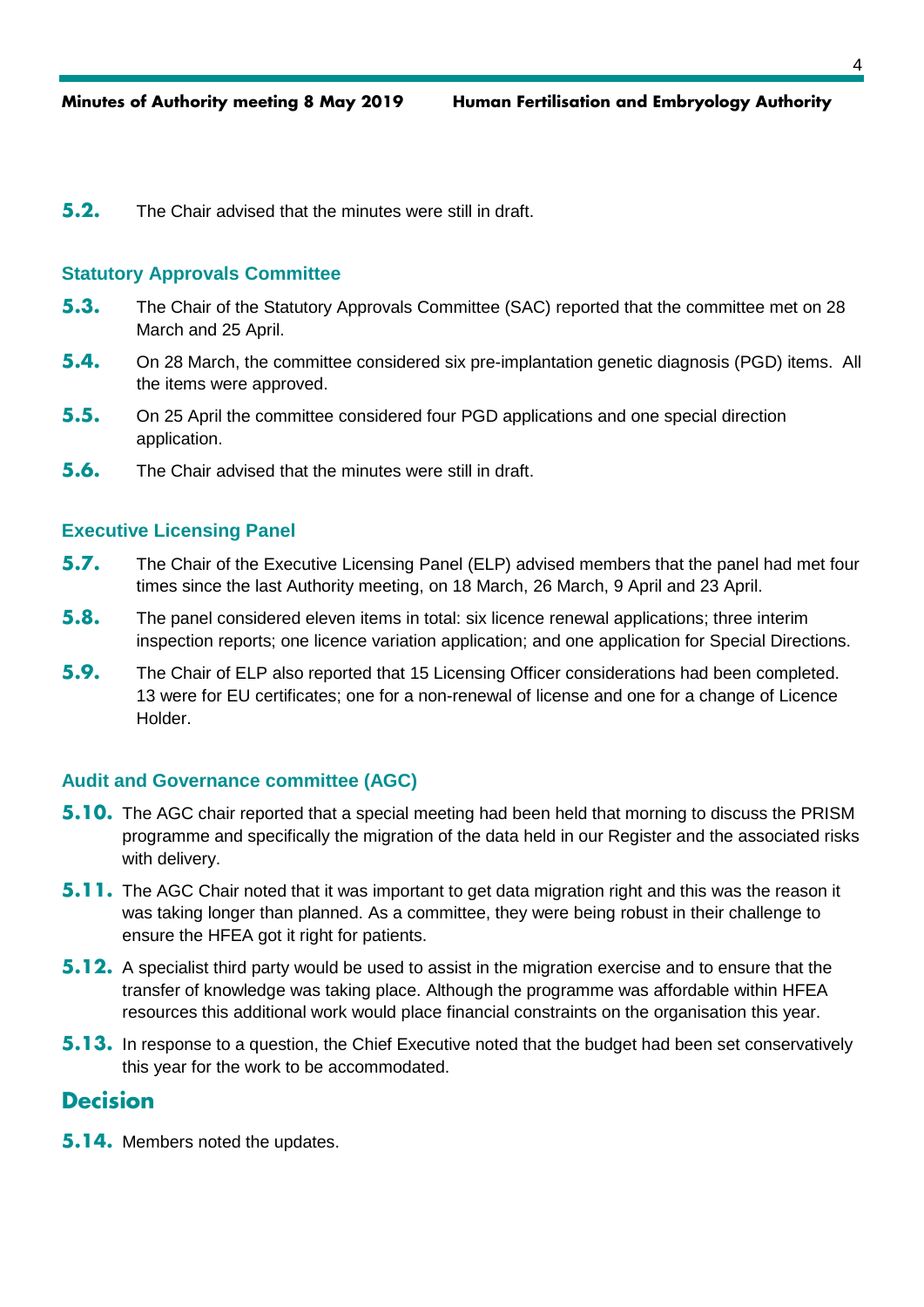**5.2.** The Chair advised that the minutes were still in draft.

### Statutory Approvals Committee

**5.3.** The Chair of the Statutory Approvals Committee (SAC) reported that the committee met on 28 March and 25 April.

**5.4.** On 28 March, the committee considered six pre-implantation genetic diagnosis (PGD) items. All the items were approved.

**5.5.** On 25 April the committee considered four PGD applications and one special direction application.

**5.6.** The Chair advised that the minutes were still in draft.

### Executive Licensing Panel

**5.7.** The Chair of the Executive Licensing Panel (ELP) advised members that the panel had met four times since the last Authority meeting, on 18 March, 26 March, 9 April and 23 April.

**5.8.** The panel considered eleven items in total: six licence renewal applications; three interim inspection reports; one licence variation application; and one application for Special Directions.

**5.9.** The Chair of ELP also reported that 15 Licensing Officer considerations had been completed. 13 were for EU certificates; one for a non-renewal of license and one for a change of Licence Holder.

### Audit and Governance committee (AGC)

**5.10.** The AGC chair reported that a special meeting had been held that morning to discuss the PRISM programme and specifically the migration of the data held in our Register and the associated risks with delivery.

**5.11.** The AGC Chair noted that it was important to get data migration right and this was the reason it was taking longer than planned. As a committee, they were being robust in their challenge to ensure the HFEA got it right for patients.

**5.12.** A specialist third party would be used to assist in the migration exercise and to ensure that the transfer of knowledge was taking place. Although the programme was affordable within HFEA resources this additional work would place financial constraints on the organisation this year.

**5.13.** In response to a question, the Chief Executive noted that the budget had been set conservatively this year for the work to be accommodated.

## Decision

**5.14.** Members noted the updates.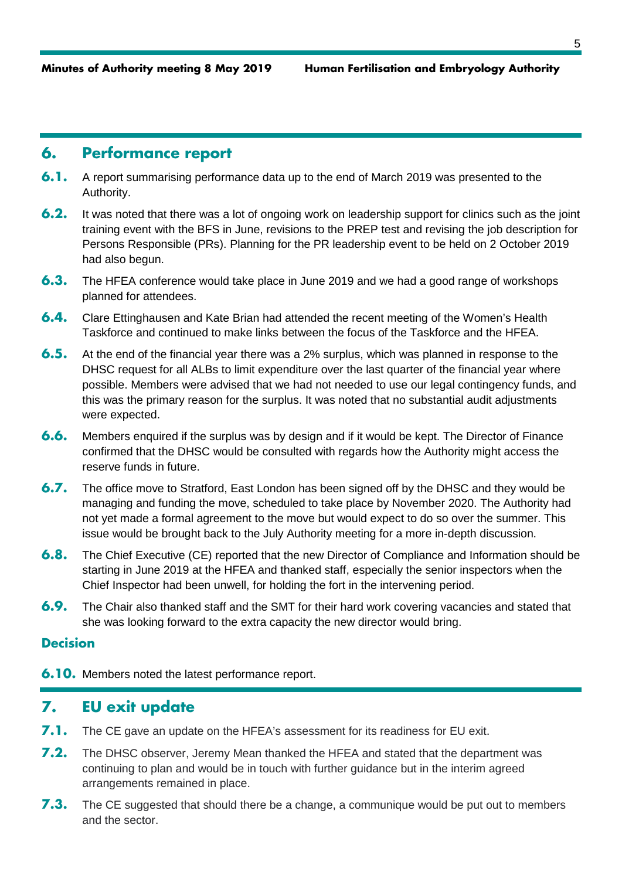## 6. Performance report

**6.1.** A report summarising performance data up to the end of March 2019 was presented to the Authority.

**6.2.** It was noted that there was a lot of ongoing work on leadership support for clinics such as the joint training event with the BFS in June, revisions to the PREP test and revising the job description for Persons Responsible (PRs). Planning for the PR leadership event to be held on 2 October 2019 had also begun.

**6.3.** The HFEA conference would take place in June 2019 and we had a good range of workshops planned for attendees.

**6.4.** Clare Ettinghausen and Kate Brian had attended the recent meeting of the Women's Health Taskforce and continued to make links between the focus of the Taskforce and the HFEA.

**6.5.** At the end of the financial year there was a 2% surplus, which was planned in response to the DHSC request for all ALBs to limit expenditure over the last quarter of the financial year where possible. Members were advised that we had not needed to use our legal contingency funds, and this was the primary reason for the surplus. It was noted that no substantial audit adjustments were expected.

**6.6.** Members enquired if the surplus was by design and if it would be kept. The Director of Finance confirmed that the DHSC would be consulted with regards how the Authority might access the reserve funds in future.

**6.7.** The office move to Stratford, East London has been signed off by the DHSC and they would be managing and funding the move, scheduled to take place by November 2020. The Authority had not yet made a formal agreement to the move but would expect to do so over the summer. This issue would be brought back to the July Authority meeting for a more in-depth discussion.

**6.8.** The Chief Executive (CE) reported that the new Director of Compliance and Information should be starting in June 2019 at the HFEA and thanked staff, especially the senior inspectors when the Chief Inspector had been unwell, for holding the fort in the intervening period.

**6.9.** The Chair also thanked staff and the SMT for their hard work covering vacancies and stated that she was looking forward to the extra capacity the new director would bring.

### Decision

**6.10.** Members noted the latest performance report.

## 7. EU exit update

**7.1.** The CE gave an update on the HFEA's assessment for its readiness for EU exit.

**7.2.** The DHSC observer, Jeremy Mean thanked the HFEA and stated that the department was continuing to plan and would be in touch with further guidance but in the interim agreed arrangements remained in place.

**7.3.** The CE suggested that should there be a change, a communique would be put out to members and the sector.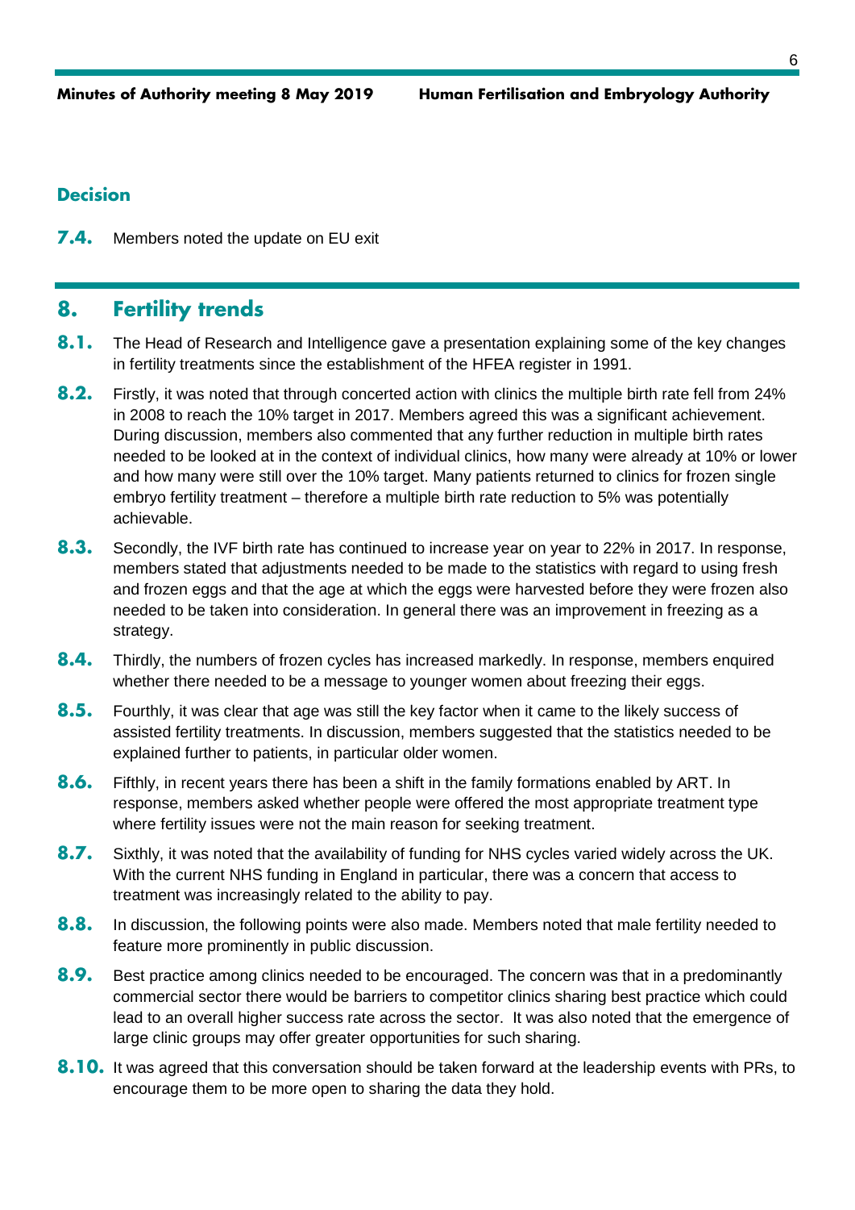### Decision

**7.4.** Members noted the update on EU exit

## 8. Fertility trends

**8.1.** The Head of Research and Intelligence gave a presentation explaining some of the key changes in fertility treatments since the establishment of the HFEA register in 1991.

**8.2.** Firstly, it was noted that through concerted action with clinics the multiple birth rate fell from 24% in 2008 to reach the 10% target in 2017. Members agreed this was a significant achievement. During discussion, members also commented that any further reduction in multiple birth rates needed to be looked at in the context of individual clinics, how many were already at 10% or lower and how many were still over the 10% target. Many patients returned to clinics for frozen single embryo fertility treatment – therefore a multiple birth rate reduction to 5% was potentially achievable.

**8.3.** Secondly, the IVF birth rate has continued to increase year on year to 22% in 2017. In response, members stated that adjustments needed to be made to the statistics with regard to using fresh and frozen eggs and that the age at which the eggs were harvested before they were frozen also needed to be taken into consideration. In general there was an improvement in freezing as a strategy.

**8.4.** Thirdly, the numbers of frozen cycles has increased markedly. In response, members enquired whether there needed to be a message to younger women about freezing their eggs.

**8.5.** Fourthly, it was clear that age was still the key factor when it came to the likely success of assisted fertility treatments. In discussion, members suggested that the statistics needed to be explained further to patients, in particular older women.

**8.6.** Fifthly, in recent years there has been a shift in the family formations enabled by ART. In response, members asked whether people were offered the most appropriate treatment type where fertility issues were not the main reason for seeking treatment.

**8.7.** Sixthly, it was noted that the availability of funding for NHS cycles varied widely across the UK. With the current NHS funding in England in particular, there was a concern that access to treatment was increasingly related to the ability to pay.

**8.8.** In discussion, the following points were also made. Members noted that male fertility needed to feature more prominently in public discussion.

**8.9.** Best practice among clinics needed to be encouraged. The concern was that in a predominantly commercial sector there would be barriers to competitor clinics sharing best practice which could lead to an overall higher success rate across the sector. It was also noted that the emergence of large clinic groups may offer greater opportunities for such sharing.

**8.10.** It was agreed that this conversation should be taken forward at the leadership events with PRs, to encourage them to be more open to sharing the data they hold.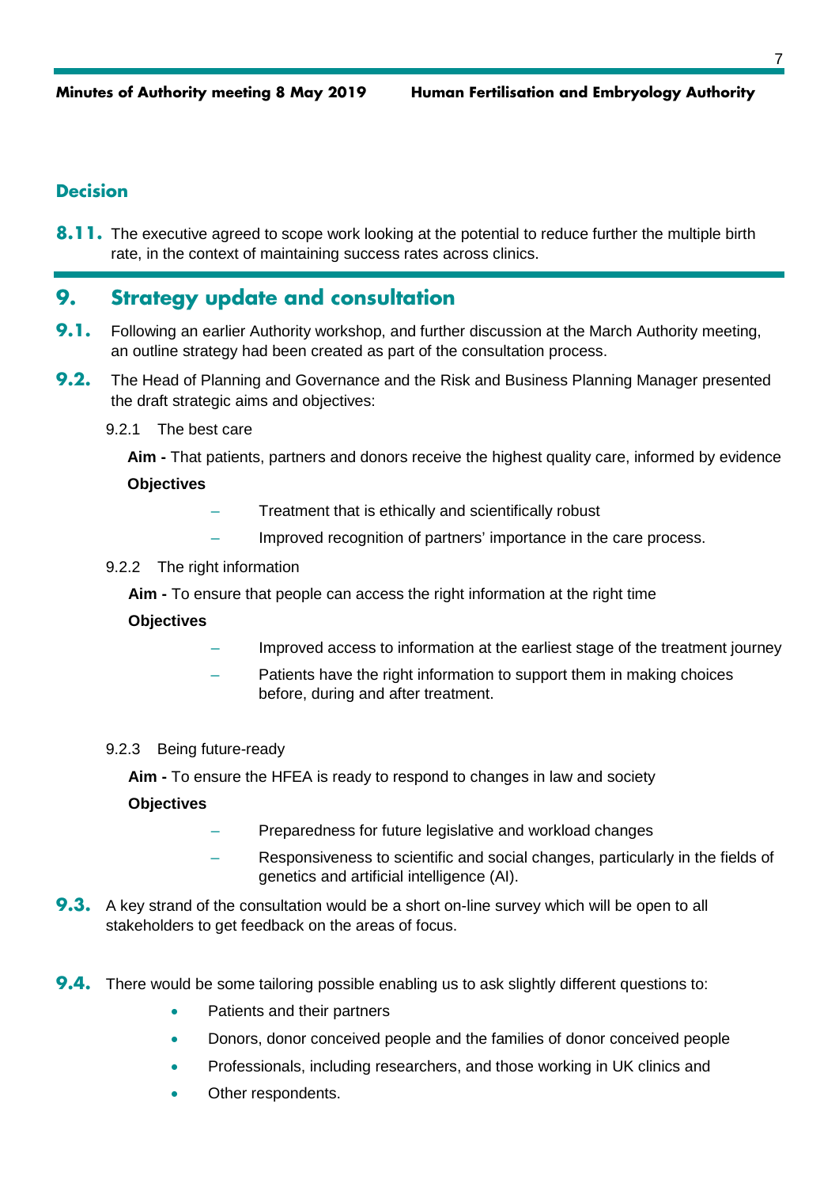### Decision

**8.11.** The executive agreed to scope work looking at the potential to reduce further the multiple birth rate, in the context of maintaining success rates across clinics.

## 9. Strategy update and consultation

**9.1.** Following an earlier Authority workshop, and further discussion at the March Authority meeting, an outline strategy had been created as part of the consultation process.

**9.2.** The Head of Planning and Governance and the Risk and Business Planning Manager presented the draft strategic aims and objectives:

9.2.1 The best care

**Aim -** That patients, partners and donors receive the highest quality care, informed by evidence

**Objectives**

- Treatment that is ethically and scientifically robust
- Improved recognition of partners' importance in the care process.

9.2.2 The right information

**Aim -** To ensure that people can access the right information at the right time

**Objectives**

- Improved access to information at the earliest stage of the treatment journey
- Patients have the right information to support them in making choices before, during and after treatment.

9.2.3 Being future-ready

**Aim -** To ensure the HFEA is ready to respond to changes in law and society

**Objectives**

- Preparedness for future legislative and workload changes
- Responsiveness to scientific and social changes, particularly in the fields of genetics and artificial intelligence (AI).

**9.3.** A key strand of the consultation would be a short on-line survey which will be open to all stakeholders to get feedback on the areas of focus.

**9.4.** There would be some tailoring possible enabling us to ask slightly different questions to:

- Patients and their partners
- Donors, donor conceived people and the families of donor conceived people
- Professionals, including researchers, and those working in UK clinics and
- Other respondents.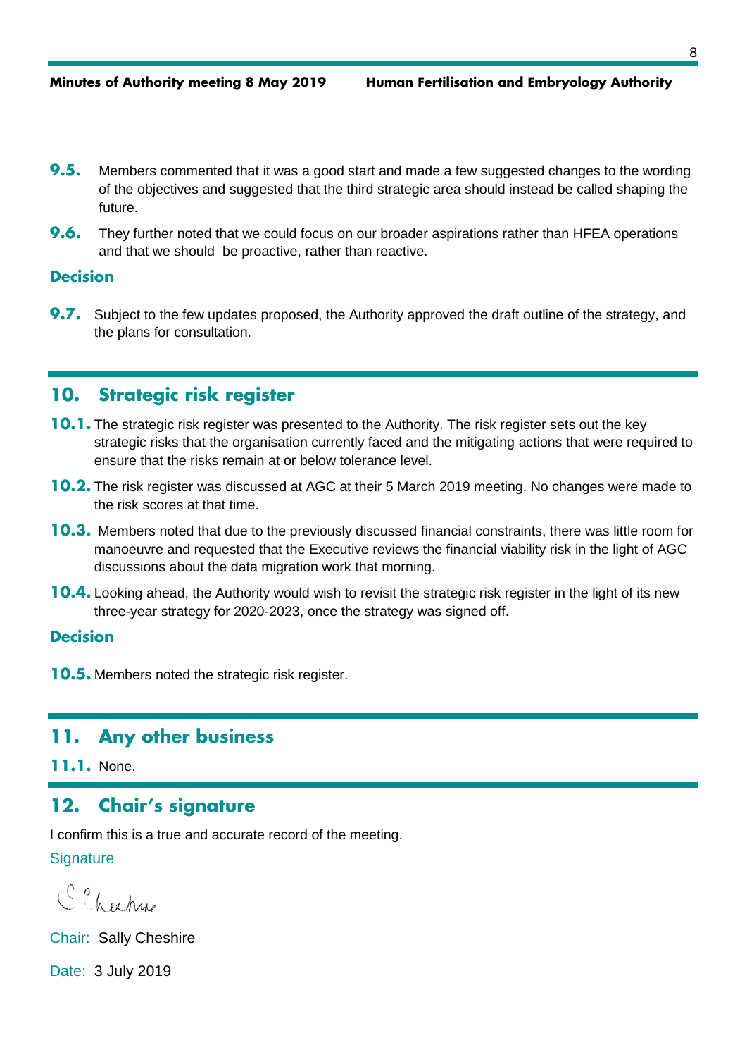**9.5.** Members commented that it was a good start and made a few suggested changes to the wording of the objectives and suggested that the third strategic area should instead be called shaping the future.

**9.6.** They further noted that we could focus on our broader aspirations rather than HFEA operations and that we should be proactive, rather than reactive.

### Decision

**9.7.** Subject to the few updates proposed, the Authority approved the draft outline of the strategy, and the plans for consultation.

## 10. Strategic risk register

**10.1.** The strategic risk register was presented to the Authority. The risk register sets out the key strategic risks that the organisation currently faced and the mitigating actions that were required to ensure that the risks remain at or below tolerance level.

**10.2.** The risk register was discussed at AGC at their 5 March 2019 meeting. No changes were made to the risk scores at that time.

**10.3.** Members noted that due to the previously discussed financial constraints, there was little room for manoeuvre and requested that the Executive reviews the financial viability risk in the light of AGC discussions about the data migration work that morning.

**10.4.** Looking ahead, the Authority would wish to revisit the strategic risk register in the light of its new three-year strategy for 2020-2023, once the strategy was signed off.

### Decision

**10.5.** Members noted the strategic risk register.

## 11. Any other business

**11.1.** None.

## 12. Chair's signature

I confirm this is a true and accurate record of the meeting.

Signature

S Cheshire

Chair: Sally Cheshire

Date: 3 July 2019